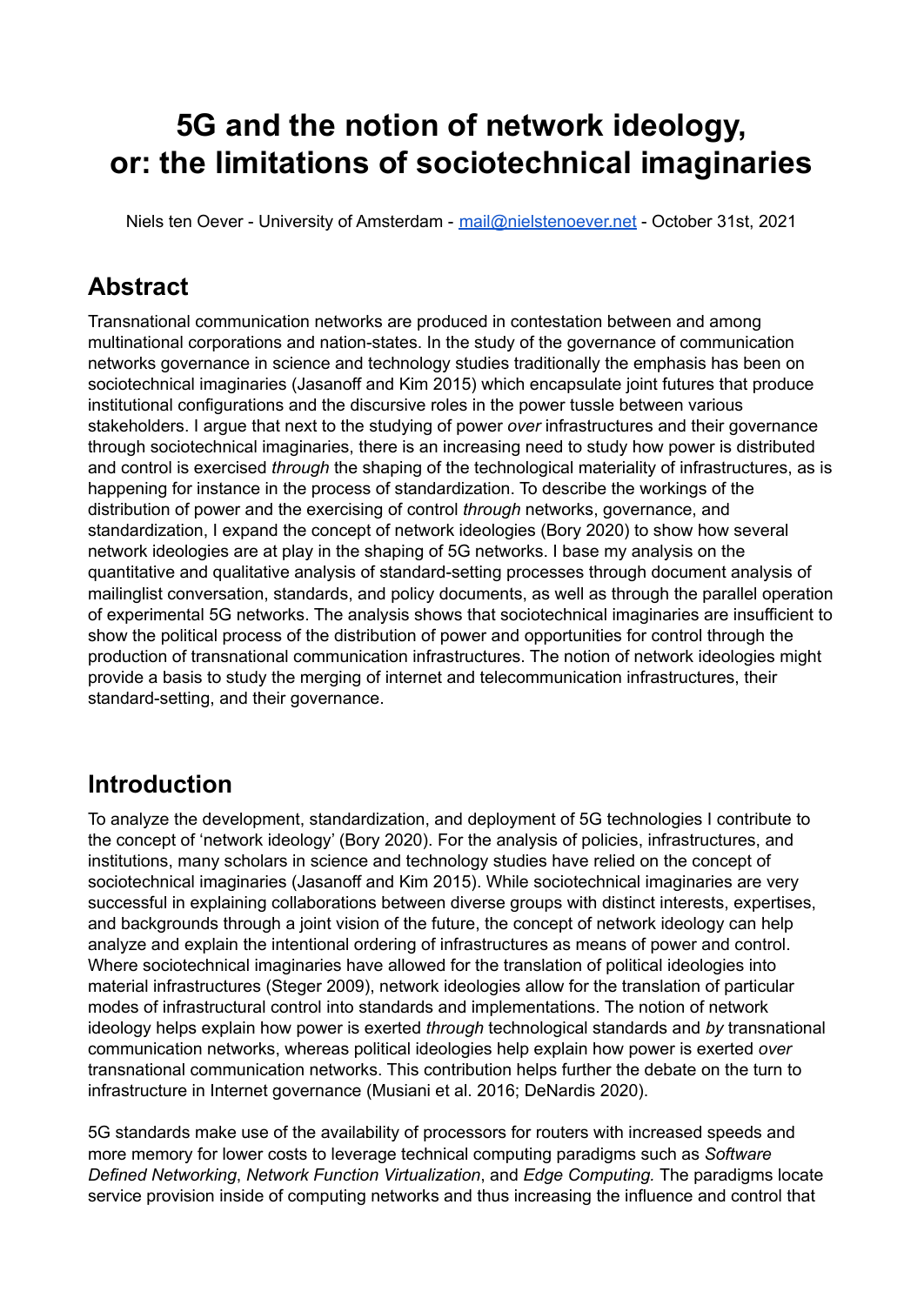# 5G and the notion of network ideology, or: the limitations of sociotechnical imaginaries

Niels ten Oever - University of Amsterdam - mail@nielstenoever.net - October 31st, 2021

## Abstract

Transnational communication networks are produced in contestation between and among multinational corporations and nation-states. In the study of the governance of communication networks governance in science and technology studies traditionally the emphasis has been on sociotechnical imaginaries (Jasanoff and Kim 2015) which encapsulate joint futures that produce institutional configurations and the discursive roles in the power tussle between various stakeholders. I argue that next to the studying of power *over* infrastructures and their governance through sociotechnical imaginaries, there is an increasing need to study how power is distributed and control is exercised *through* the shaping of the technological materiality of infrastructures, as is happening for instance in the process of standardization. To describe the workings of the distribution of power and the exercising of control *through* networks, governance, and standardization, I expand the concept of network ideologies (Bory 2020) to show how several network ideologies are at play in the shaping of 5G networks. I base my analysis on the quantitative and qualitative analysis of standard-setting processes through document analysis of mailinglist conversation, standards, and policy documents, as well as through the parallel operation of experimental 5G networks. The analysis shows that sociotechnical imaginaries are insufficient to show the political process of the distribution of power and opportunities for control through the production of transnational communication infrastructures. The notion of network ideologies might provide a basis to study the merging of internet and telecommunication infrastructures, their standard-setting, and their governance.

## Introduction

To analyze the development, standardization, and deployment of 5G technologies I contribute to the concept of 'network ideology' (Bory 2020). For the analysis of policies, infrastructures, and institutions, many scholars in science and technology studies have relied on the concept of sociotechnical imaginaries (Jasanoff and Kim 2015). While sociotechnical imaginaries are very successful in explaining collaborations between diverse groups with distinct interests, expertises, and backgrounds through a joint vision of the future, the concept of network ideology can help analyze and explain the intentional ordering of infrastructures as means of power and control. Where sociotechnical imaginaries have allowed for the translation of political ideologies into material infrastructures (Steger 2009), network ideologies allow for the translation of particular modes of infrastructural control into standards and implementations. The notion of network ideology helps explain how power is exerted *through* technological standards and *by* transnational communication networks, whereas political ideologies help explain how power is exerted *over* transnational communication networks. This contribution helps further the debate on the turn to infrastructure in Internet governance (Musiani et al. 2016; DeNardis 2020).

5G standards make use of the availability of processors for routers with increased speeds and more memory for lower costs to leverage technical computing paradigms such as *Software Defined Networking*, *Network Function Virtualization*, and *Edge Computing.* The paradigms locate service provision inside of computing networks and thus increasing the influence and control that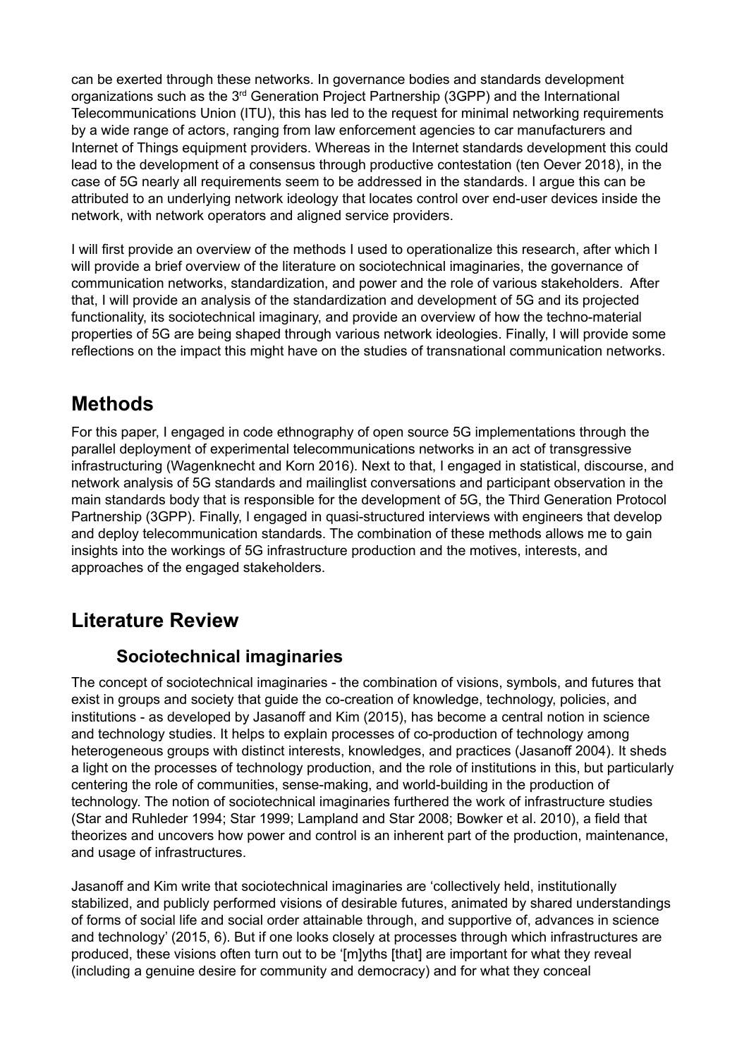can be exerted through these networks. In governance bodies and standards development organizations such as the 3rd Generation Project Partnership (3GPP) and the International Telecommunications Union (ITU), this has led to the request for minimal networking requirements by a wide range of actors, ranging from law enforcement agencies to car manufacturers and Internet of Things equipment providers. Whereas in the Internet standards development this could lead to the development of a consensus through productive contestation (ten Oever 2018), in the case of 5G nearly all requirements seem to be addressed in the standards. I argue this can be attributed to an underlying network ideology that locates control over end-user devices inside the network, with network operators and aligned service providers.

I will first provide an overview of the methods I used to operationalize this research, after which I will provide a brief overview of the literature on sociotechnical imaginaries, the governance of communication networks, standardization, and power and the role of various stakeholders. After that, I will provide an analysis of the standardization and development of 5G and its projected functionality, its sociotechnical imaginary, and provide an overview of how the techno-material properties of 5G are being shaped through various network ideologies. Finally, I will provide some reflections on the impact this might have on the studies of transnational communication networks.

## Methods

For this paper, I engaged in code ethnography of open source 5G implementations through the parallel deployment of experimental telecommunications networks in an act of transgressive infrastructuring (Wagenknecht and Korn 2016). Next to that, I engaged in statistical, discourse, and network analysis of 5G standards and mailinglist conversations and participant observation in the main standards body that is responsible for the development of 5G, the Third Generation Protocol Partnership (3GPP). Finally, I engaged in quasi-structured interviews with engineers that develop and deploy telecommunication standards. The combination of these methods allows me to gain insights into the workings of 5G infrastructure production and the motives, interests, and approaches of the engaged stakeholders.

## Literature Review

### Sociotechnical imaginaries

The concept of sociotechnical imaginaries - the combination of visions, symbols, and futures that exist in groups and society that guide the co-creation of knowledge, technology, policies, and institutions - as developed by Jasanoff and Kim (2015), has become a central notion in science and technology studies. It helps to explain processes of co-production of technology among heterogeneous groups with distinct interests, knowledges, and practices (Jasanoff 2004). It sheds a light on the processes of technology production, and the role of institutions in this, but particularly centering the role of communities, sense-making, and world-building in the production of technology. The notion of sociotechnical imaginaries furthered the work of infrastructure studies (Star and Ruhleder 1994; Star 1999; Lampland and Star 2008; Bowker et al. 2010), a field that theorizes and uncovers how power and control is an inherent part of the production, maintenance, and usage of infrastructures.

Jasanoff and Kim write that sociotechnical imaginaries are 'collectively held, institutionally stabilized, and publicly performed visions of desirable futures, animated by shared understandings of forms of social life and social order attainable through, and supportive of, advances in science and technology' (2015, 6). But if one looks closely at processes through which infrastructures are produced, these visions often turn out to be '[m]yths [that] are important for what they reveal (including a genuine desire for community and democracy) and for what they conceal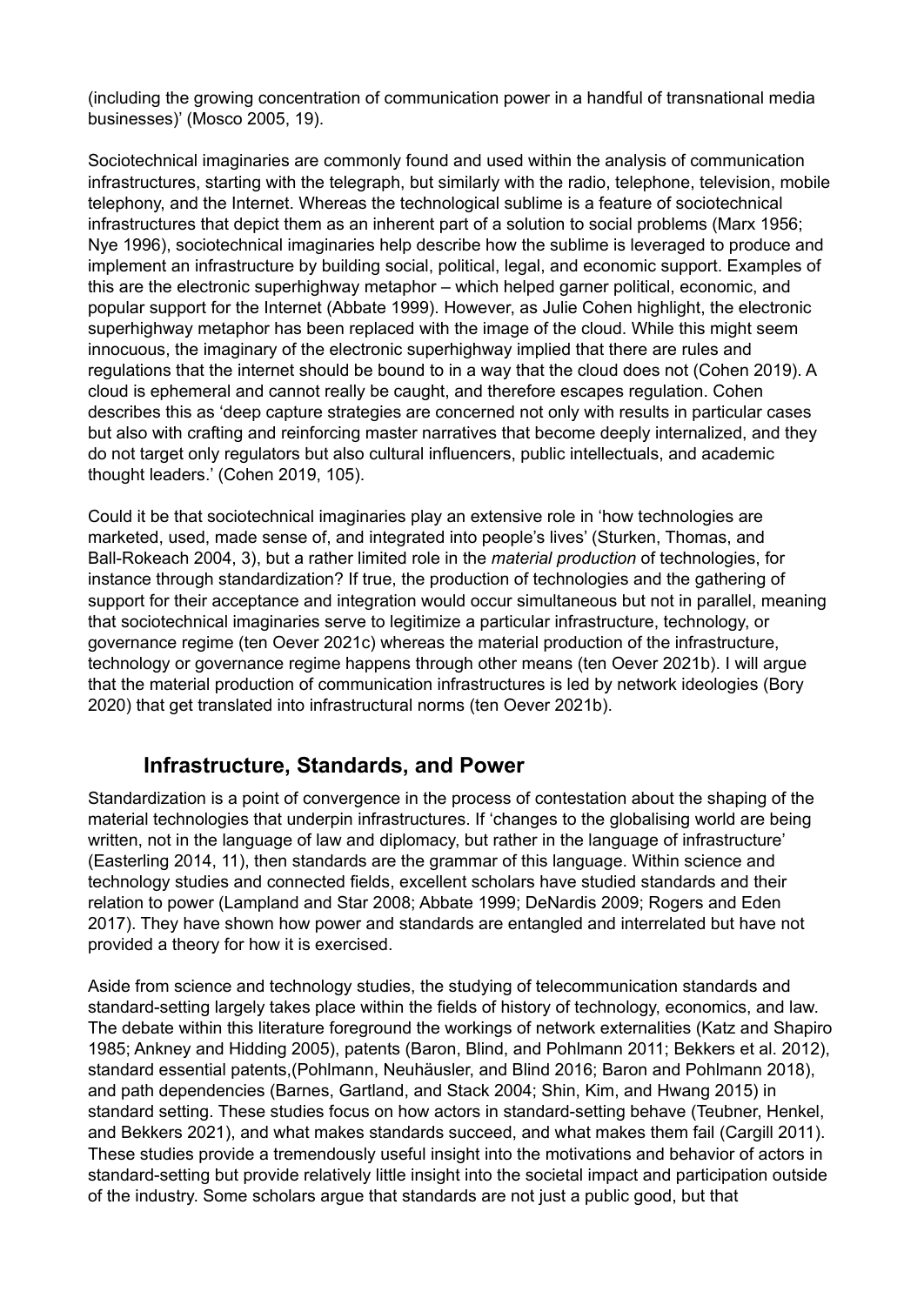(including the growing concentration of communication power in a handful of transnational media businesses)' (Mosco 2005, 19).

Sociotechnical imaginaries are commonly found and used within the analysis of communication infrastructures, starting with the telegraph, but similarly with the radio, telephone, television, mobile telephony, and the Internet. Whereas the technological sublime is a feature of sociotechnical infrastructures that depict them as an inherent part of a solution to social problems (Marx 1956; Nye 1996), sociotechnical imaginaries help describe how the sublime is leveraged to produce and implement an infrastructure by building social, political, legal, and economic support. Examples of this are the electronic superhighway metaphor – which helped garner political, economic, and popular support for the Internet (Abbate 1999). However, as Julie Cohen highlight, the electronic superhighway metaphor has been replaced with the image of the cloud. While this might seem innocuous, the imaginary of the electronic superhighway implied that there are rules and regulations that the internet should be bound to in a way that the cloud does not (Cohen 2019). A cloud is ephemeral and cannot really be caught, and therefore escapes regulation. Cohen describes this as 'deep capture strategies are concerned not only with results in particular cases but also with crafting and reinforcing master narratives that become deeply internalized, and they do not target only regulators but also cultural influencers, public intellectuals, and academic thought leaders.' (Cohen 2019, 105).

Could it be that sociotechnical imaginaries play an extensive role in 'how technologies are marketed, used, made sense of, and integrated into people's lives' (Sturken, Thomas, and Ball-Rokeach 2004, 3), but a rather limited role in the *material production* of technologies, for instance through standardization? If true, the production of technologies and the gathering of support for their acceptance and integration would occur simultaneous but not in parallel, meaning that sociotechnical imaginaries serve to legitimize a particular infrastructure, technology, or governance regime (ten Oever 2021c) whereas the material production of the infrastructure, technology or governance regime happens through other means (ten Oever 2021b). I will argue that the material production of communication infrastructures is led by network ideologies (Bory 2020) that get translated into infrastructural norms (ten Oever 2021b).

## Infrastructure, Standards, and Power

Standardization is a point of convergence in the process of contestation about the shaping of the material technologies that underpin infrastructures. If 'changes to the globalising world are being written, not in the language of law and diplomacy, but rather in the language of infrastructure' (Easterling 2014, 11), then standards are the grammar of this language. Within science and technology studies and connected fields, excellent scholars have studied standards and their relation to power (Lampland and Star 2008; Abbate 1999; DeNardis 2009; Rogers and Eden 2017). They have shown how power and standards are entangled and interrelated but have not provided a theory for how it is exercised.

Aside from science and technology studies, the studying of telecommunication standards and standard-setting largely takes place within the fields of history of technology, economics, and law. The debate within this literature foreground the workings of network externalities (Katz and Shapiro 1985; Ankney and Hidding 2005), patents (Baron, Blind, and Pohlmann 2011; Bekkers et al. 2012), standard essential patents,(Pohlmann, Neuhäusler, and Blind 2016; Baron and Pohlmann 2018), and path dependencies (Barnes, Gartland, and Stack 2004; Shin, Kim, and Hwang 2015) in standard setting. These studies focus on how actors in standard-setting behave (Teubner, Henkel, and Bekkers 2021), and what makes standards succeed, and what makes them fail (Cargill 2011). These studies provide a tremendously useful insight into the motivations and behavior of actors in standard-setting but provide relatively little insight into the societal impact and participation outside of the industry. Some scholars argue that standards are not just a public good, but that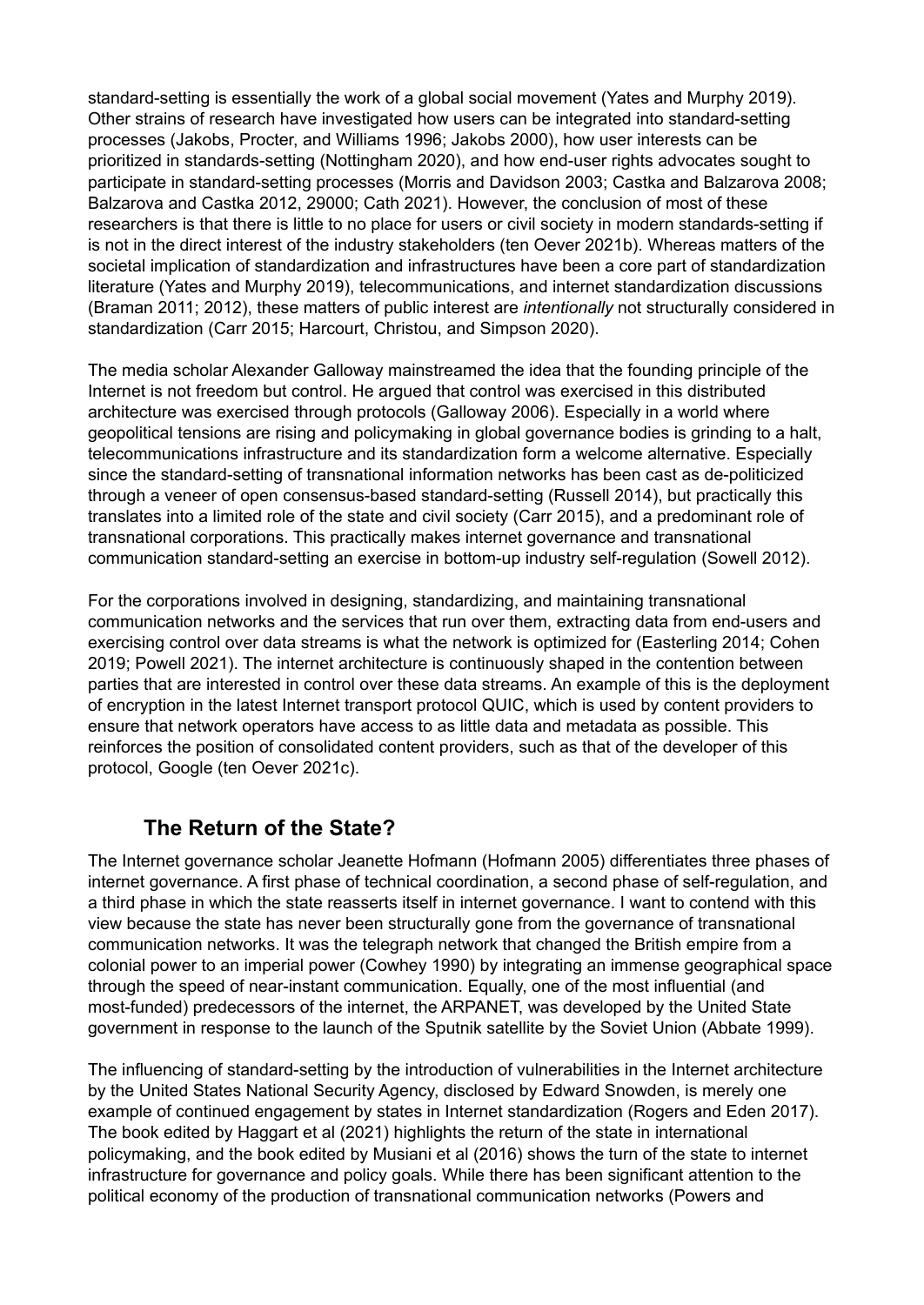standard-setting is essentially the work of a global social movement (Yates and Murphy 2019). Other strains of research have investigated how users can be integrated into standard-setting processes (Jakobs, Procter, and Williams 1996; Jakobs 2000), how user interests can be prioritized in standards-setting (Nottingham 2020), and how end-user rights advocates sought to participate in standard-setting processes (Morris and Davidson 2003; Castka and Balzarova 2008; Balzarova and Castka 2012, 29000; Cath 2021). However, the conclusion of most of these researchers is that there is little to no place for users or civil society in modern standards-setting if is not in the direct interest of the industry stakeholders (ten Oever 2021b). Whereas matters of the societal implication of standardization and infrastructures have been a core part of standardization literature (Yates and Murphy 2019), telecommunications, and internet standardization discussions (Braman 2011; 2012), these matters of public interest are *intentionally* not structurally considered in standardization (Carr 2015; Harcourt, Christou, and Simpson 2020).

The media scholar Alexander Galloway mainstreamed the idea that the founding principle of the Internet is not freedom but control. He argued that control was exercised in this distributed architecture was exercised through protocols (Galloway 2006). Especially in a world where geopolitical tensions are rising and policymaking in global governance bodies is grinding to a halt, telecommunications infrastructure and its standardization form a welcome alternative. Especially since the standard-setting of transnational information networks has been cast as de-politicized through a veneer of open consensus-based standard-setting (Russell 2014), but practically this translates into a limited role of the state and civil society (Carr 2015), and a predominant role of transnational corporations. This practically makes internet governance and transnational communication standard-setting an exercise in bottom-up industry self-regulation (Sowell 2012).

For the corporations involved in designing, standardizing, and maintaining transnational communication networks and the services that run over them, extracting data from end-users and exercising control over data streams is what the network is optimized for (Easterling 2014; Cohen 2019; Powell 2021). The internet architecture is continuously shaped in the contention between parties that are interested in control over these data streams. An example of this is the deployment of encryption in the latest Internet transport protocol QUIC, which is used by content providers to ensure that network operators have access to as little data and metadata as possible. This reinforces the position of consolidated content providers, such as that of the developer of this protocol, Google (ten Oever 2021c).

## The Return of the State?

The Internet governance scholar Jeanette Hofmann (Hofmann 2005) differentiates three phases of internet governance. A first phase of technical coordination, a second phase of self-regulation, and a third phase in which the state reasserts itself in internet governance. I want to contend with this view because the state has never been structurally gone from the governance of transnational communication networks. It was the telegraph network that changed the British empire from a colonial power to an imperial power (Cowhey 1990) by integrating an immense geographical space through the speed of near-instant communication. Equally, one of the most influential (and most-funded) predecessors of the internet, the ARPANET, was developed by the United State government in response to the launch of the Sputnik satellite by the Soviet Union (Abbate 1999).

The influencing of standard-setting by the introduction of vulnerabilities in the Internet architecture by the United States National Security Agency, disclosed by Edward Snowden, is merely one example of continued engagement by states in Internet standardization (Rogers and Eden 2017). The book edited by Haggart et al (2021) highlights the return of the state in international policymaking, and the book edited by Musiani et al (2016) shows the turn of the state to internet infrastructure for governance and policy goals. While there has been significant attention to the political economy of the production of transnational communication networks (Powers and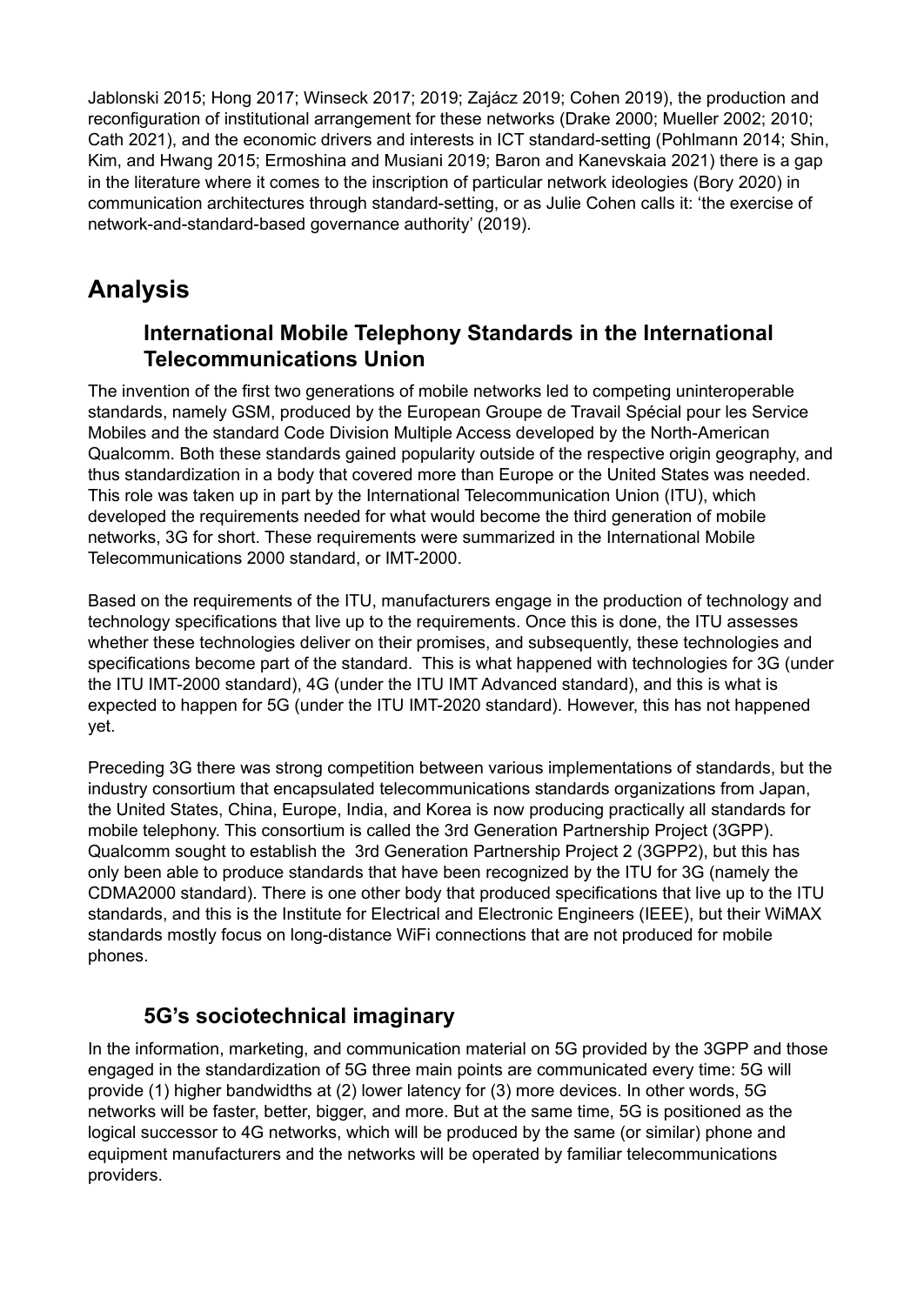Jablonski 2015; Hong 2017; Winseck 2017; 2019; Zajácz 2019; Cohen 2019), the production and reconfiguration of institutional arrangement for these networks (Drake 2000; Mueller 2002; 2010; Cath 2021), and the economic drivers and interests in ICT standard-setting (Pohlmann 2014; Shin, Kim, and Hwang 2015; Ermoshina and Musiani 2019; Baron and Kanevskaia 2021) there is a gap in the literature where it comes to the inscription of particular network ideologies (Bory 2020) in communication architectures through standard-setting, or as Julie Cohen calls it: 'the exercise of network-and-standard-based governance authority' (2019).

# Analysis

## International Mobile Telephony Standards in the International Telecommunications Union

The invention of the first two generations of mobile networks led to competing uninteroperable standards, namely GSM, produced by the European Groupe de Travail Spécial pour les Service Mobiles and the standard Code Division Multiple Access developed by the North-American Qualcomm. Both these standards gained popularity outside of the respective origin geography, and thus standardization in a body that covered more than Europe or the United States was needed. This role was taken up in part by the International Telecommunication Union (ITU), which developed the requirements needed for what would become the third generation of mobile networks, 3G for short. These requirements were summarized in the International Mobile Telecommunications 2000 standard, or IMT-2000.

Based on the requirements of the ITU, manufacturers engage in the production of technology and technology specifications that live up to the requirements. Once this is done, the ITU assesses whether these technologies deliver on their promises, and subsequently, these technologies and specifications become part of the standard. This is what happened with technologies for 3G (under the ITU IMT-2000 standard), 4G (under the ITU IMT Advanced standard), and this is what is expected to happen for 5G (under the ITU IMT-2020 standard). However, this has not happened yet.

Preceding 3G there was strong competition between various implementations of standards, but the industry consortium that encapsulated telecommunications standards organizations from Japan, the United States, China, Europe, India, and Korea is now producing practically all standards for mobile telephony. This consortium is called the 3rd Generation Partnership Project (3GPP). Qualcomm sought to establish the 3rd Generation Partnership Project 2 (3GPP2), but this has only been able to produce standards that have been recognized by the ITU for 3G (namely the CDMA2000 standard). There is one other body that produced specifications that live up to the ITU standards, and this is the Institute for Electrical and Electronic Engineers (IEEE), but their WiMAX standards mostly focus on long-distance WiFi connections that are not produced for mobile phones.

## 5G's sociotechnical imaginary

In the information, marketing, and communication material on 5G provided by the 3GPP and those engaged in the standardization of 5G three main points are communicated every time: 5G will provide (1) higher bandwidths at (2) lower latency for (3) more devices. In other words, 5G networks will be faster, better, bigger, and more. But at the same time, 5G is positioned as the logical successor to 4G networks, which will be produced by the same (or similar) phone and equipment manufacturers and the networks will be operated by familiar telecommunications providers.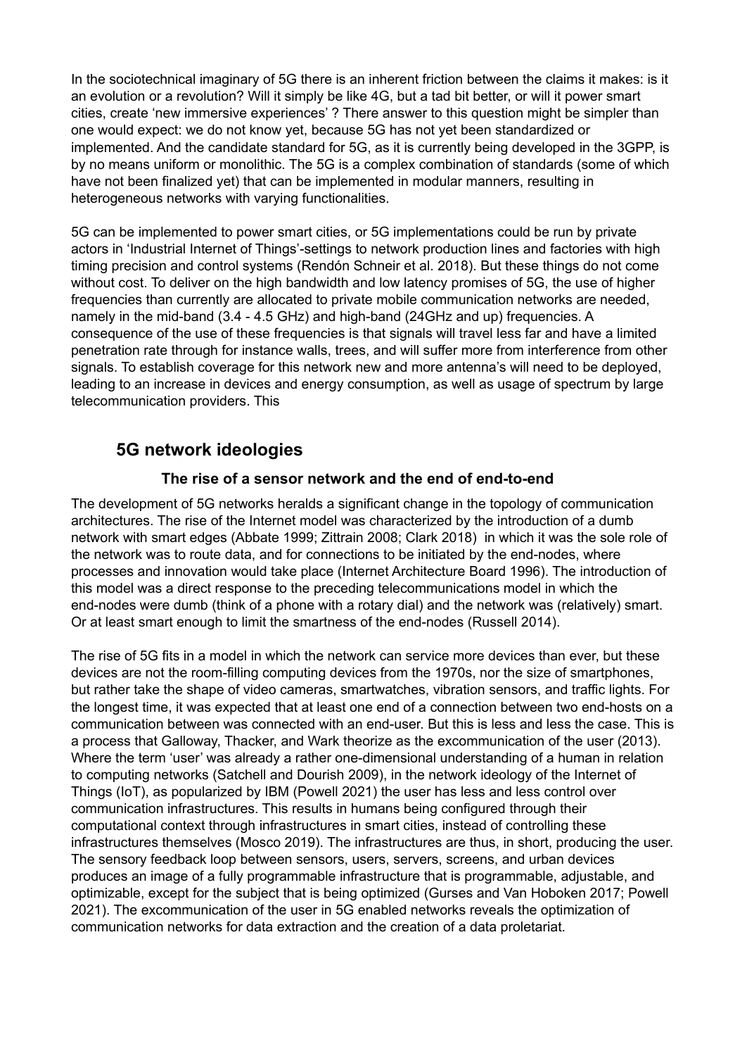In the sociotechnical imaginary of 5G there is an inherent friction between the claims it makes: is it an evolution or a revolution? Will it simply be like 4G, but a tad bit better, or will it power smart cities, create 'new immersive experiences' ? There answer to this question might be simpler than one would expect: we do not know yet, because 5G has not yet been standardized or implemented. And the candidate standard for 5G, as it is currently being developed in the 3GPP, is by no means uniform or monolithic. The 5G is a complex combination of standards (some of which have not been finalized yet) that can be implemented in modular manners, resulting in heterogeneous networks with varying functionalities.

5G can be implemented to power smart cities, or 5G implementations could be run by private actors in 'Industrial Internet of Things'-settings to network production lines and factories with high timing precision and control systems (Rendón Schneir et al. 2018). But these things do not come without cost. To deliver on the high bandwidth and low latency promises of 5G, the use of higher frequencies than currently are allocated to private mobile communication networks are needed, namely in the mid-band (3.4 - 4.5 GHz) and high-band (24GHz and up) frequencies. A consequence of the use of these frequencies is that signals will travel less far and have a limited penetration rate through for instance walls, trees, and will suffer more from interference from other signals. To establish coverage for this network new and more antenna's will need to be deployed, leading to an increase in devices and energy consumption, as well as usage of spectrum by large telecommunication providers. This

## 5G network ideologies

### The rise of a sensor network and the end of end-to-end

The development of 5G networks heralds a significant change in the topology of communication architectures. The rise of the Internet model was characterized by the introduction of a dumb network with smart edges (Abbate 1999; Zittrain 2008; Clark 2018) in which it was the sole role of the network was to route data, and for connections to be initiated by the end-nodes, where processes and innovation would take place (Internet Architecture Board 1996). The introduction of this model was a direct response to the preceding telecommunications model in which the end-nodes were dumb (think of a phone with a rotary dial) and the network was (relatively) smart. Or at least smart enough to limit the smartness of the end-nodes (Russell 2014).

The rise of 5G fits in a model in which the network can service more devices than ever, but these devices are not the room-filling computing devices from the 1970s, nor the size of smartphones, but rather take the shape of video cameras, smartwatches, vibration sensors, and traffic lights. For the longest time, it was expected that at least one end of a connection between two end-hosts on a communication between was connected with an end-user. But this is less and less the case. This is a process that Galloway, Thacker, and Wark theorize as the excommunication of the user (2013). Where the term 'user' was already a rather one-dimensional understanding of a human in relation to computing networks (Satchell and Dourish 2009), in the network ideology of the Internet of Things (IoT), as popularized by IBM (Powell 2021) the user has less and less control over communication infrastructures. This results in humans being configured through their computational context through infrastructures in smart cities, instead of controlling these infrastructures themselves (Mosco 2019). The infrastructures are thus, in short, producing the user. The sensory feedback loop between sensors, users, servers, screens, and urban devices produces an image of a fully programmable infrastructure that is programmable, adjustable, and optimizable, except for the subject that is being optimized (Gurses and Van Hoboken 2017; Powell 2021). The excommunication of the user in 5G enabled networks reveals the optimization of communication networks for data extraction and the creation of a data proletariat.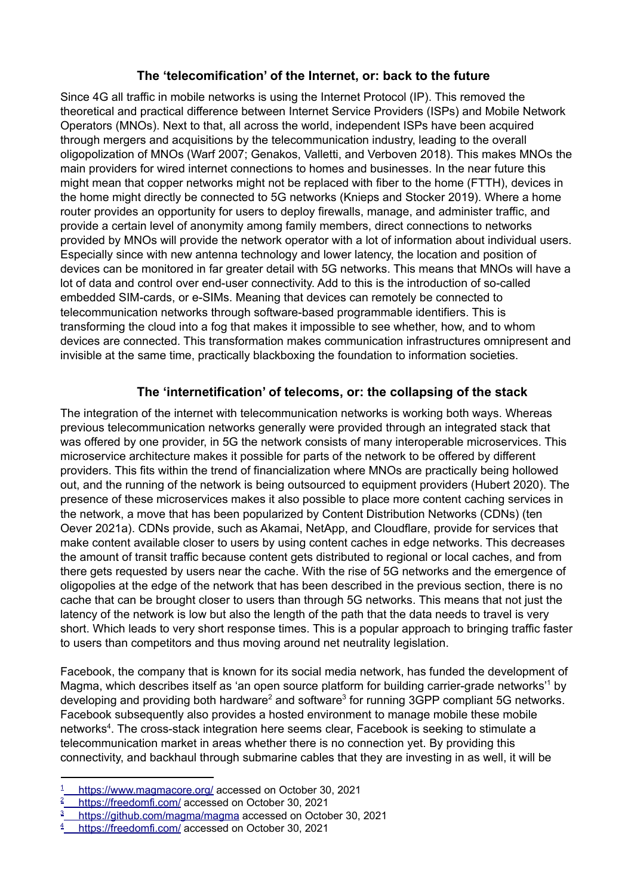## The 'telecomification' of the Internet, or: back to the future

Since 4G all traffic in mobile networks is using the Internet Protocol (IP). This removed the theoretical and practical difference between Internet Service Providers (ISPs) and Mobile Network Operators (MNOs). Next to that, all across the world, independent ISPs have been acquired through mergers and acquisitions by the telecommunication industry, leading to the overall oligopolization of MNOs (Warf 2007; Genakos, Valletti, and Verboven 2018). This makes MNOs the main providers for wired internet connections to homes and businesses. In the near future this might mean that copper networks might not be replaced with fiber to the home (FTTH), devices in the home might directly be connected to 5G networks (Knieps and Stocker 2019). Where a home router provides an opportunity for users to deploy firewalls, manage, and administer traffic, and provide a certain level of anonymity among family members, direct connections to networks provided by MNOs will provide the network operator with a lot of information about individual users. Especially since with new antenna technology and lower latency, the location and position of devices can be monitored in far greater detail with 5G networks. This means that MNOs will have a lot of data and control over end-user connectivity. Add to this is the introduction of so-called embedded SIM-cards, or e-SIMs. Meaning that devices can remotely be connected to telecommunication networks through software-based programmable identifiers. This is transforming the cloud into a fog that makes it impossible to see whether, how, and to whom devices are connected. This transformation makes communication infrastructures omnipresent and invisible at the same time, practically blackboxing the foundation to information societies.

## The 'internetification' of telecoms, or: the collapsing of the stack

The integration of the internet with telecommunication networks is working both ways. Whereas previous telecommunication networks generally were provided through an integrated stack that was offered by one provider, in 5G the network consists of many interoperable microservices. This microservice architecture makes it possible for parts of the network to be offered by different providers. This fits within the trend of financialization where MNOs are practically being hollowed out, and the running of the network is being outsourced to equipment providers (Hubert 2020). The presence of these microservices makes it also possible to place more content caching services in the network, a move that has been popularized by Content Distribution Networks (CDNs) (ten Oever 2021a). CDNs provide, such as Akamai, NetApp, and Cloudflare, provide for services that make content available closer to users by using content caches in edge networks. This decreases the amount of transit traffic because content gets distributed to regional or local caches, and from there gets requested by users near the cache. With the rise of 5G networks and the emergence of oligopolies at the edge of the network that has been described in the previous section, there is no cache that can be brought closer to users than through 5G networks. This means that not just the latency of the network is low but also the length of the path that the data needs to travel is very short. Which leads to very short response times. This is a popular approach to bringing traffic faster to users than competitors and thus moving around net neutrality legislation.

Facebook, the company that is known for its social media network, has funded the development of Magma, which describes itself as 'an open source platform for building carrier-grade networks'[1] by developing and providing both hardware[2] and software[3] for running 3GPP compliant 5G networks. Facebook subsequently also provides a hosted environment to manage mobile these mobile networks[4]. The cross-stack integration here seems clear, Facebook is seeking to stimulate a telecommunication market in areas whether there is no connection yet. By providing this connectivity, and backhaul through submarine cables that they are investing in as well, it will be

---

[1] https://www.magmacore.org/ accessed on October 30, 2021

[2] https://freedomfi.com/ accessed on October 30, 2021

[3] https://github.com/magma/magma accessed on October 30, 2021

[4] https://freedomfi.com/ accessed on October 30, 2021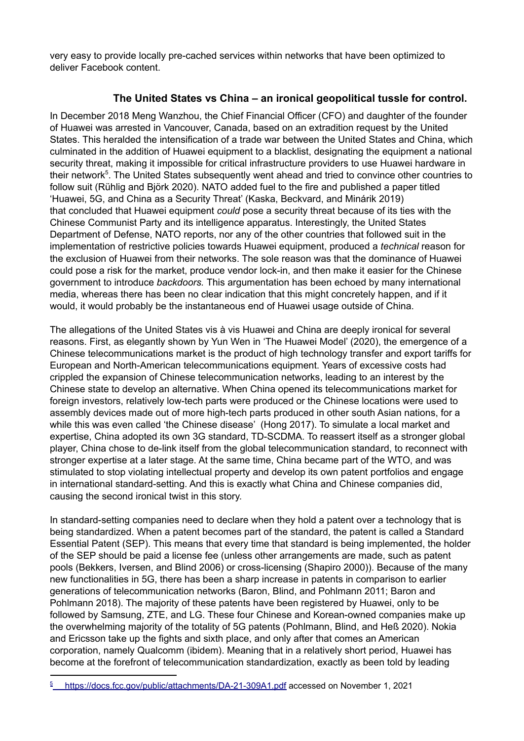very easy to provide locally pre-cached services within networks that have been optimized to deliver Facebook content.

## The United States vs China – an ironical geopolitical tussle for control.

In December 2018 Meng Wanzhou, the Chief Financial Officer (CFO) and daughter of the founder of Huawei was arrested in Vancouver, Canada, based on an extradition request by the United States. This heralded the intensification of a trade war between the United States and China, which culminated in the addition of Huawei equipment to a blacklist, designating the equipment a national security threat, making it impossible for critical infrastructure providers to use Huawei hardware in their network[5]. The United States subsequently went ahead and tried to convince other countries to follow suit (Rühlig and Björk 2020). NATO added fuel to the fire and published a paper titled 'Huawei, 5G, and China as a Security Threat' (Kaska, Beckvard, and Minárik 2019) that concluded that Huawei equipment *could* pose a security threat because of its ties with the Chinese Communist Party and its intelligence apparatus. Interestingly, the United States Department of Defense, NATO reports, nor any of the other countries that followed suit in the implementation of restrictive policies towards Huawei equipment, produced a *technical* reason for the exclusion of Huawei from their networks. The sole reason was that the dominance of Huawei could pose a risk for the market, produce vendor lock-in, and then make it easier for the Chinese government to introduce *backdoors.* This argumentation has been echoed by many international media, whereas there has been no clear indication that this might concretely happen, and if it would, it would probably be the instantaneous end of Huawei usage outside of China.

The allegations of the United States vis à vis Huawei and China are deeply ironical for several reasons. First, as elegantly shown by Yun Wen in 'The Huawei Model' (2020), the emergence of a Chinese telecommunications market is the product of high technology transfer and export tariffs for European and North-American telecommunications equipment. Years of excessive costs had crippled the expansion of Chinese telecommunication networks, leading to an interest by the Chinese state to develop an alternative. When China opened its telecommunications market for foreign investors, relatively low-tech parts were produced or the Chinese locations were used to assembly devices made out of more high-tech parts produced in other south Asian nations, for a while this was even called 'the Chinese disease' (Hong 2017). To simulate a local market and expertise, China adopted its own 3G standard, TD-SCDMA. To reassert itself as a stronger global player, China chose to de-link itself from the global telecommunication standard, to reconnect with stronger expertise at a later stage. At the same time, China became part of the WTO, and was stimulated to stop violating intellectual property and develop its own patent portfolios and engage in international standard-setting. And this is exactly what China and Chinese companies did, causing the second ironical twist in this story.

In standard-setting companies need to declare when they hold a patent over a technology that is being standardized. When a patent becomes part of the standard, the patent is called a Standard Essential Patent (SEP). This means that every time that standard is being implemented, the holder of the SEP should be paid a license fee (unless other arrangements are made, such as patent pools (Bekkers, Iversen, and Blind 2006) or cross-licensing (Shapiro 2000)). Because of the many new functionalities in 5G, there has been a sharp increase in patents in comparison to earlier generations of telecommunication networks (Baron, Blind, and Pohlmann 2011; Baron and Pohlmann 2018). The majority of these patents have been registered by Huawei, only to be followed by Samsung, ZTE, and LG. These four Chinese and Korean-owned companies make up the overwhelming majority of the totality of 5G patents (Pohlmann, Blind, and Heß 2020). Nokia and Ericsson take up the fights and sixth place, and only after that comes an American corporation, namely Qualcomm (ibidem). Meaning that in a relatively short period, Huawei has become at the forefront of telecommunication standardization, exactly as been told by leading

[5] https://docs.fcc.gov/public/attachments/DA-21-309A1.pdf accessed on November 1, 2021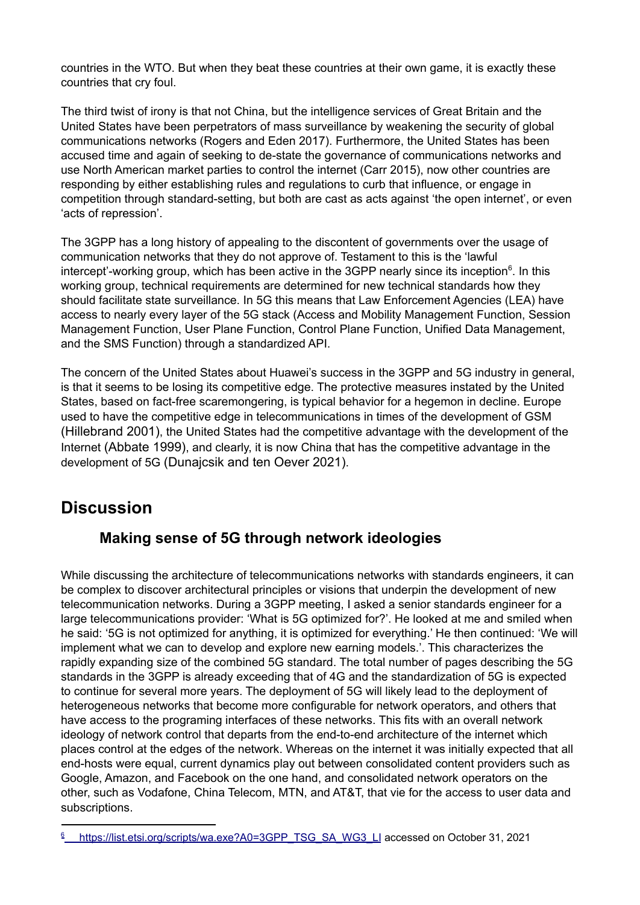countries in the WTO. But when they beat these countries at their own game, it is exactly these countries that cry foul.

The third twist of irony is that not China, but the intelligence services of Great Britain and the United States have been perpetrators of mass surveillance by weakening the security of global communications networks (Rogers and Eden 2017). Furthermore, the United States has been accused time and again of seeking to de-state the governance of communications networks and use North American market parties to control the internet (Carr 2015), now other countries are responding by either establishing rules and regulations to curb that influence, or engage in competition through standard-setting, but both are cast as acts against 'the open internet', or even 'acts of repression'.

The 3GPP has a long history of appealing to the discontent of governments over the usage of communication networks that they do not approve of. Testament to this is the 'lawful intercept'-working group, which has been active in the 3GPP nearly since its inception[6]. In this working group, technical requirements are determined for new technical standards how they should facilitate state surveillance. In 5G this means that Law Enforcement Agencies (LEA) have access to nearly every layer of the 5G stack (Access and Mobility Management Function, Session Management Function, User Plane Function, Control Plane Function, Unified Data Management, and the SMS Function) through a standardized API.

The concern of the United States about Huawei's success in the 3GPP and 5G industry in general, is that it seems to be losing its competitive edge. The protective measures instated by the United States, based on fact-free scaremongering, is typical behavior for a hegemon in decline. Europe used to have the competitive edge in telecommunications in times of the development of GSM (Hillebrand 2001), the United States had the competitive advantage with the development of the Internet (Abbate 1999), and clearly, it is now China that has the competitive advantage in the development of 5G (Dunajcsik and ten Oever 2021).

# Discussion

## Making sense of 5G through network ideologies

While discussing the architecture of telecommunications networks with standards engineers, it can be complex to discover architectural principles or visions that underpin the development of new telecommunication networks. During a 3GPP meeting, I asked a senior standards engineer for a large telecommunications provider: 'What is 5G optimized for?'. He looked at me and smiled when he said: '5G is not optimized for anything, it is optimized for everything.' He then continued: 'We will implement what we can to develop and explore new earning models.'. This characterizes the rapidly expanding size of the combined 5G standard. The total number of pages describing the 5G standards in the 3GPP is already exceeding that of 4G and the standardization of 5G is expected to continue for several more years. The deployment of 5G will likely lead to the deployment of heterogeneous networks that become more configurable for network operators, and others that have access to the programing interfaces of these networks. This fits with an overall network ideology of network control that departs from the end-to-end architecture of the internet which places control at the edges of the network. Whereas on the internet it was initially expected that all end-hosts were equal, current dynamics play out between consolidated content providers such as Google, Amazon, and Facebook on the one hand, and consolidated network operators on the other, such as Vodafone, China Telecom, MTN, and AT&T, that vie for the access to user data and subscriptions.

---

[6] https://list.etsi.org/scripts/wa.exe?A0=3GPP_TSG_SA_WG3_LI accessed on October 31, 2021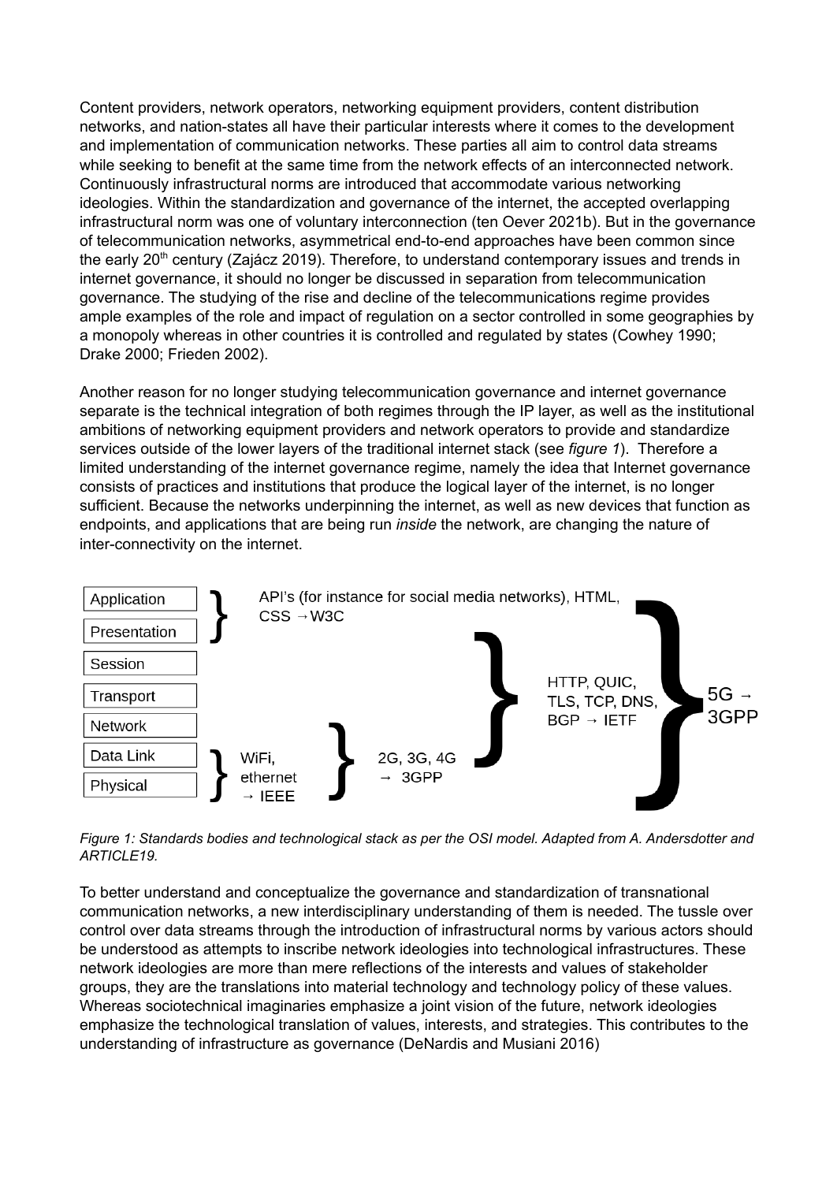Content providers, network operators, networking equipment providers, content distribution networks, and nation-states all have their particular interests where it comes to the development and implementation of communication networks. These parties all aim to control data streams while seeking to benefit at the same time from the network effects of an interconnected network. Continuously infrastructural norms are introduced that accommodate various networking ideologies. Within the standardization and governance of the internet, the accepted overlapping infrastructural norm was one of voluntary interconnection (ten Oever 2021b). But in the governance of telecommunication networks, asymmetrical end-to-end approaches have been common since the early 20th century (Zajácz 2019). Therefore, to understand contemporary issues and trends in internet governance, it should no longer be discussed in separation from telecommunication governance. The studying of the rise and decline of the telecommunications regime provides ample examples of the role and impact of regulation on a sector controlled in some geographies by a monopoly whereas in other countries it is controlled and regulated by states (Cowhey 1990; Drake 2000; Frieden 2002).

Another reason for no longer studying telecommunication governance and internet governance separate is the technical integration of both regimes through the IP layer, as well as the institutional ambitions of networking equipment providers and network operators to provide and standardize services outside of the lower layers of the traditional internet stack (see *figure 1*). Therefore a limited understanding of the internet governance regime, namely the idea that Internet governance consists of practices and institutions that produce the logical layer of the internet, is no longer sufficient. Because the networks underpinning the internet, as well as new devices that function as endpoints, and applications that are being run *inside* the network, are changing the nature of inter-connectivity on the internet.

| OSI layer | Standards |
| --- | --- |
| Application | API's (for instance for social media networks), HTML, CSS → W3C |
| Presentation | |
| Session | HTTP, QUIC, TLS, TCP, DNS, BGP → IETF |
| Transport | |
| Network | |
| Data Link | WiFi, ethernet → IEEE; 2G, 3G, 4G → 3GPP |
| Physical | |

5G → 3GPP (spanning all layers)

*Figure 1: Standards bodies and technological stack as per the OSI model. Adapted from A. Andersdotter and ARTICLE19.*

To better understand and conceptualize the governance and standardization of transnational communication networks, a new interdisciplinary understanding of them is needed. The tussle over control over data streams through the introduction of infrastructural norms by various actors should be understood as attempts to inscribe network ideologies into technological infrastructures. These network ideologies are more than mere reflections of the interests and values of stakeholder groups, they are the translations into material technology and technology policy of these values. Whereas sociotechnical imaginaries emphasize a joint vision of the future, network ideologies emphasize the technological translation of values, interests, and strategies. This contributes to the understanding of infrastructure as governance (DeNardis and Musiani 2016)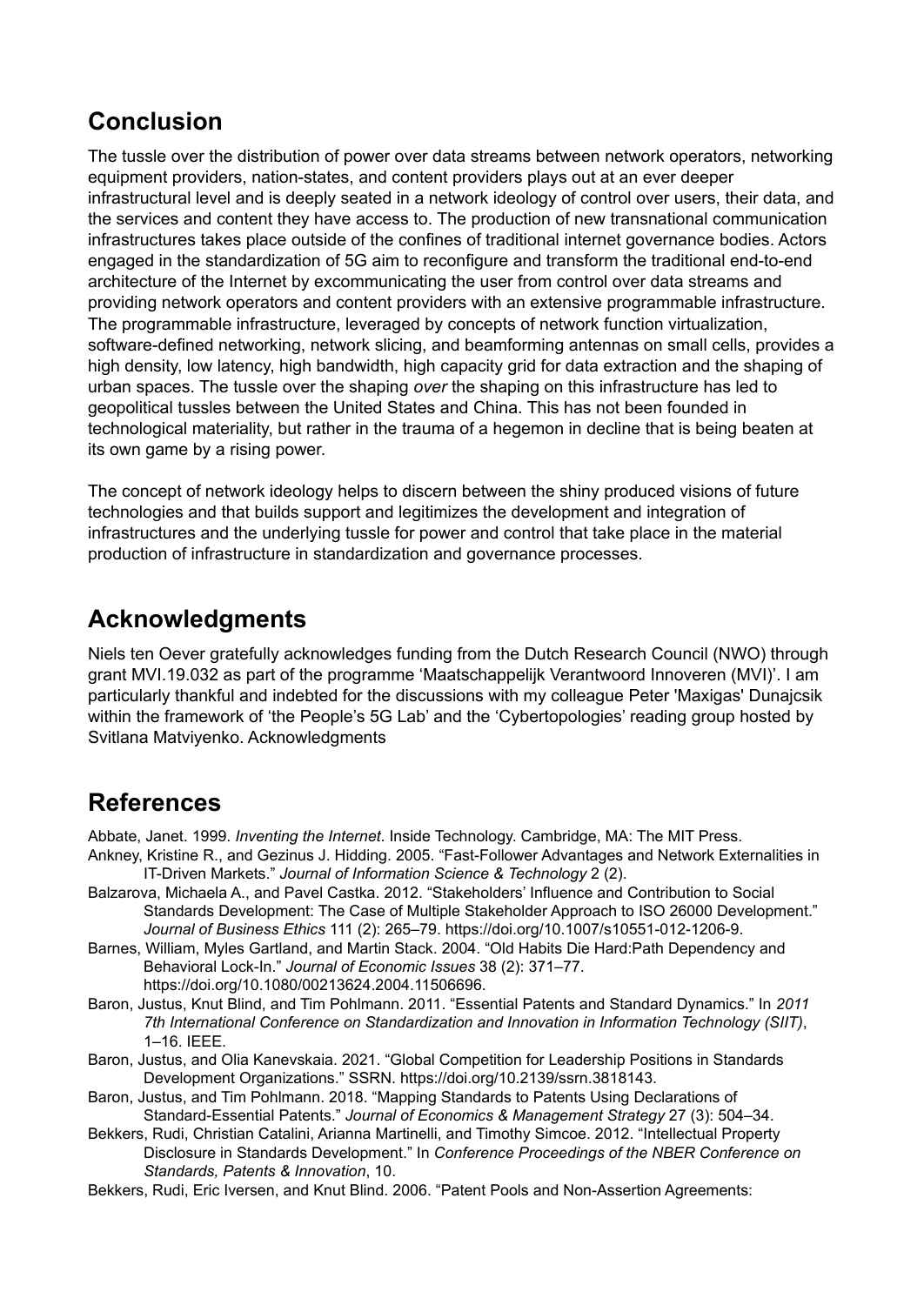## Conclusion

The tussle over the distribution of power over data streams between network operators, networking equipment providers, nation-states, and content providers plays out at an ever deeper infrastructural level and is deeply seated in a network ideology of control over users, their data, and the services and content they have access to. The production of new transnational communication infrastructures takes place outside of the confines of traditional internet governance bodies. Actors engaged in the standardization of 5G aim to reconfigure and transform the traditional end-to-end architecture of the Internet by excommunicating the user from control over data streams and providing network operators and content providers with an extensive programmable infrastructure. The programmable infrastructure, leveraged by concepts of network function virtualization, software-defined networking, network slicing, and beamforming antennas on small cells, provides a high density, low latency, high bandwidth, high capacity grid for data extraction and the shaping of urban spaces. The tussle over the shaping *over* the shaping on this infrastructure has led to geopolitical tussles between the United States and China. This has not been founded in technological materiality, but rather in the trauma of a hegemon in decline that is being beaten at its own game by a rising power.

The concept of network ideology helps to discern between the shiny produced visions of future technologies and that builds support and legitimizes the development and integration of infrastructures and the underlying tussle for power and control that take place in the material production of infrastructure in standardization and governance processes.

## Acknowledgments

Niels ten Oever gratefully acknowledges funding from the Dutch Research Council (NWO) through grant MVI.19.032 as part of the programme 'Maatschappelijk Verantwoord Innoveren (MVI)'. I am particularly thankful and indebted for the discussions with my colleague Peter 'Maxigas' Dunajcsik within the framework of 'the People's 5G Lab' and the 'Cybertopologies' reading group hosted by Svitlana Matviyenko. Acknowledgments

## References

Abbate, Janet. 1999. *Inventing the Internet*. Inside Technology. Cambridge, MA: The MIT Press.

Ankney, Kristine R., and Gezinus J. Hidding. 2005. "Fast-Follower Advantages and Network Externalities in IT-Driven Markets." *Journal of Information Science & Technology* 2 (2).

Balzarova, Michaela A., and Pavel Castka. 2012. "Stakeholders' Influence and Contribution to Social Standards Development: The Case of Multiple Stakeholder Approach to ISO 26000 Development." *Journal of Business Ethics* 111 (2): 265–79. https://doi.org/10.1007/s10551-012-1206-9.

Barnes, William, Myles Gartland, and Martin Stack. 2004. "Old Habits Die Hard:Path Dependency and Behavioral Lock-In." *Journal of Economic Issues* 38 (2): 371–77. https://doi.org/10.1080/00213624.2004.11506696.

Baron, Justus, Knut Blind, and Tim Pohlmann. 2011. "Essential Patents and Standard Dynamics." In *2011 7th International Conference on Standardization and Innovation in Information Technology (SIIT)*, 1–16. IEEE.

Baron, Justus, and Olia Kanevskaia. 2021. "Global Competition for Leadership Positions in Standards Development Organizations." SSRN. https://doi.org/10.2139/ssrn.3818143.

Baron, Justus, and Tim Pohlmann. 2018. "Mapping Standards to Patents Using Declarations of Standard-Essential Patents." *Journal of Economics & Management Strategy* 27 (3): 504–34.

Bekkers, Rudi, Christian Catalini, Arianna Martinelli, and Timothy Simcoe. 2012. "Intellectual Property Disclosure in Standards Development." In *Conference Proceedings of the NBER Conference on Standards, Patents & Innovation*, 10.

Bekkers, Rudi, Eric Iversen, and Knut Blind. 2006. "Patent Pools and Non-Assertion Agreements: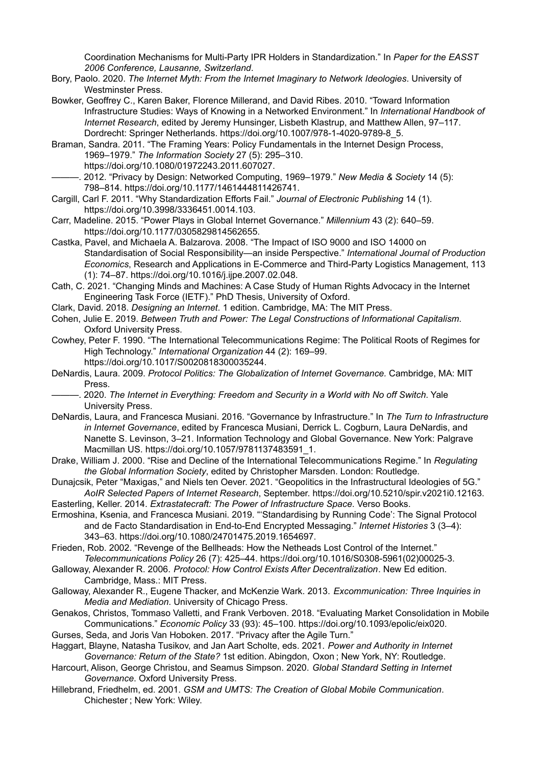Coordination Mechanisms for Multi-Party IPR Holders in Standardization." In *Paper for the EASST 2006 Conference, Lausanne, Switzerland*.

Bory, Paolo. 2020. *The Internet Myth: From the Internet Imaginary to Network Ideologies*. University of Westminster Press.

Bowker, Geoffrey C., Karen Baker, Florence Millerand, and David Ribes. 2010. "Toward Information Infrastructure Studies: Ways of Knowing in a Networked Environment." In *International Handbook of Internet Research*, edited by Jeremy Hunsinger, Lisbeth Klastrup, and Matthew Allen, 97–117. Dordrecht: Springer Netherlands. https://doi.org/10.1007/978-1-4020-9789-8_5.

Braman, Sandra. 2011. "The Framing Years: Policy Fundamentals in the Internet Design Process, 1969–1979." *The Information Society* 27 (5): 295–310. https://doi.org/10.1080/01972243.2011.607027.

———. 2012. "Privacy by Design: Networked Computing, 1969–1979." *New Media & Society* 14 (5): 798–814. https://doi.org/10.1177/1461444811426741.

Cargill, Carl F. 2011. "Why Standardization Efforts Fail." *Journal of Electronic Publishing* 14 (1). https://doi.org/10.3998/3336451.0014.103.

Carr, Madeline. 2015. "Power Plays in Global Internet Governance." *Millennium* 43 (2): 640–59. https://doi.org/10.1177/0305829814562655.

Castka, Pavel, and Michaela A. Balzarova. 2008. "The Impact of ISO 9000 and ISO 14000 on Standardisation of Social Responsibility—an inside Perspective." *International Journal of Production Economics*, Research and Applications in E-Commerce and Third-Party Logistics Management, 113 (1): 74–87. https://doi.org/10.1016/j.ijpe.2007.02.048.

Cath, C. 2021. "Changing Minds and Machines: A Case Study of Human Rights Advocacy in the Internet Engineering Task Force (IETF)." PhD Thesis, University of Oxford.

Clark, David. 2018. *Designing an Internet*. 1 edition. Cambridge, MA: The MIT Press.

Cohen, Julie E. 2019. *Between Truth and Power: The Legal Constructions of Informational Capitalism*. Oxford University Press.

Cowhey, Peter F. 1990. "The International Telecommunications Regime: The Political Roots of Regimes for High Technology." *International Organization* 44 (2): 169–99. https://doi.org/10.1017/S0020818300035244.

DeNardis, Laura. 2009. *Protocol Politics: The Globalization of Internet Governance.* Cambridge, MA: MIT Press.

———. 2020. *The Internet in Everything: Freedom and Security in a World with No off Switch*. Yale University Press.

DeNardis, Laura, and Francesca Musiani. 2016. "Governance by Infrastructure." In *The Turn to Infrastructure in Internet Governance*, edited by Francesca Musiani, Derrick L. Cogburn, Laura DeNardis, and Nanette S. Levinson, 3–21. Information Technology and Global Governance. New York: Palgrave Macmillan US. https://doi.org/10.1057/9781137483591_1.

Drake, William J. 2000. "Rise and Decline of the International Telecommunications Regime." In *Regulating the Global Information Society*, edited by Christopher Marsden. London: Routledge.

Dunajcsik, Peter "Maxigas," and Niels ten Oever. 2021. "Geopolitics in the Infrastructural Ideologies of 5G." *AoIR Selected Papers of Internet Research*, September. https://doi.org/10.5210/spir.v2021i0.12163.

Easterling, Keller. 2014. *Extrastatecraft: The Power of Infrastructure Space*. Verso Books.

Ermoshina, Ksenia, and Francesca Musiani. 2019. "'Standardising by Running Code': The Signal Protocol and de Facto Standardisation in End-to-End Encrypted Messaging." *Internet Histories* 3 (3–4): 343–63. https://doi.org/10.1080/24701475.2019.1654697.

Frieden, Rob. 2002. "Revenge of the Bellheads: How the Netheads Lost Control of the Internet." *Telecommunications Policy* 26 (7): 425–44. https://doi.org/10.1016/S0308-5961(02)00025-3.

Galloway, Alexander R. 2006. *Protocol: How Control Exists After Decentralization*. New Ed edition. Cambridge, Mass.: MIT Press.

Galloway, Alexander R., Eugene Thacker, and McKenzie Wark. 2013. *Excommunication: Three Inquiries in Media and Mediation*. University of Chicago Press.

Genakos, Christos, Tommaso Valletti, and Frank Verboven. 2018. "Evaluating Market Consolidation in Mobile Communications." *Economic Policy* 33 (93): 45–100. https://doi.org/10.1093/epolic/eix020.

Gurses, Seda, and Joris Van Hoboken. 2017. "Privacy after the Agile Turn."

Haggart, Blayne, Natasha Tusikov, and Jan Aart Scholte, eds. 2021. *Power and Authority in Internet Governance: Return of the State?* 1st edition. Abingdon, Oxon ; New York, NY: Routledge.

Harcourt, Alison, George Christou, and Seamus Simpson. 2020. *Global Standard Setting in Internet Governance*. Oxford University Press.

Hillebrand, Friedhelm, ed. 2001. *GSM and UMTS: The Creation of Global Mobile Communication*. Chichester ; New York: Wiley.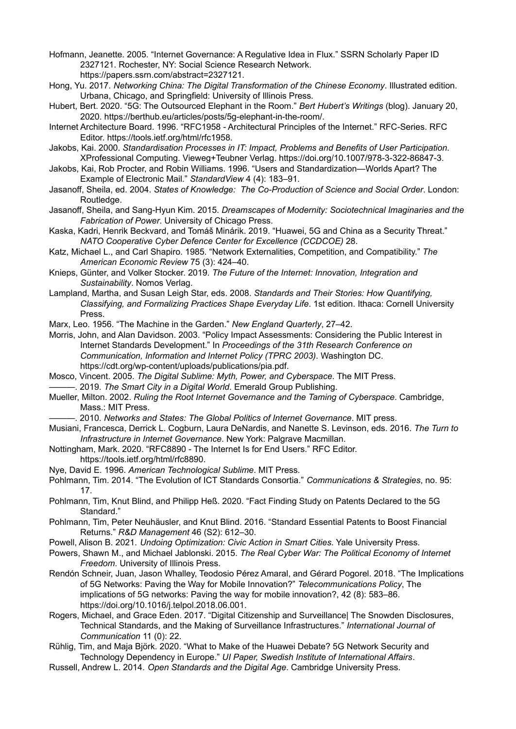Hofmann, Jeanette. 2005. "Internet Governance: A Regulative Idea in Flux." SSRN Scholarly Paper ID 2327121. Rochester, NY: Social Science Research Network. https://papers.ssrn.com/abstract=2327121.

Hong, Yu. 2017. *Networking China: The Digital Transformation of the Chinese Economy*. Illustrated edition. Urbana, Chicago, and Springfield: University of Illinois Press.

Hubert, Bert. 2020. "5G: The Outsourced Elephant in the Room." *Bert Hubert's Writings* (blog). January 20, 2020. https://berthub.eu/articles/posts/5g-elephant-in-the-room/.

Internet Architecture Board. 1996. "RFC1958 - Architectural Principles of the Internet." RFC-Series. RFC Editor. https://tools.ietf.org/html/rfc1958.

Jakobs, Kai. 2000. *Standardisation Processes in IT: Impact, Problems and Benefits of User Participation*. XProfessional Computing. Vieweg+Teubner Verlag. https://doi.org/10.1007/978-3-322-86847-3.

Jakobs, Kai, Rob Procter, and Robin Williams. 1996. "Users and Standardization—Worlds Apart? The Example of Electronic Mail." *StandardView* 4 (4): 183–91.

Jasanoff, Sheila, ed. 2004. *States of Knowledge: The Co-Production of Science and Social Order*. London: Routledge.

Jasanoff, Sheila, and Sang-Hyun Kim. 2015. *Dreamscapes of Modernity: Sociotechnical Imaginaries and the Fabrication of Power*. University of Chicago Press.

Kaska, Kadri, Henrik Beckvard, and Tomáš Minárik. 2019. "Huawei, 5G and China as a Security Threat." *NATO Cooperative Cyber Defence Center for Excellence (CCDCOE)* 28.

Katz, Michael L., and Carl Shapiro. 1985. "Network Externalities, Competition, and Compatibility." *The American Economic Review* 75 (3): 424–40.

Knieps, Günter, and Volker Stocker. 2019. *The Future of the Internet: Innovation, Integration and Sustainability*. Nomos Verlag.

Lampland, Martha, and Susan Leigh Star, eds. 2008. *Standards and Their Stories: How Quantifying, Classifying, and Formalizing Practices Shape Everyday Life*. 1st edition. Ithaca: Cornell University Press.

Marx, Leo. 1956. "The Machine in the Garden." *New England Quarterly*, 27–42.

Morris, John, and Alan Davidson. 2003. "Policy Impact Assessments: Considering the Public Interest in Internet Standards Development." In *Proceedings of the 31th Research Conference on Communication, Information and Internet Policy (TPRC 2003)*. Washington DC. https://cdt.org/wp-content/uploads/publications/pia.pdf.

Mosco, Vincent. 2005. *The Digital Sublime: Myth, Power, and Cyberspace*. The MIT Press.

———. 2019. *The Smart City in a Digital World*. Emerald Group Publishing.

Mueller, Milton. 2002. *Ruling the Root Internet Governance and the Taming of Cyberspace*. Cambridge, Mass.: MIT Press.

———. 2010. *Networks and States: The Global Politics of Internet Governance*. MIT press.

Musiani, Francesca, Derrick L. Cogburn, Laura DeNardis, and Nanette S. Levinson, eds. 2016. *The Turn to Infrastructure in Internet Governance*. New York: Palgrave Macmillan.

Nottingham, Mark. 2020. "RFC8890 - The Internet Is for End Users." RFC Editor. https://tools.ietf.org/html/rfc8890.

Nye, David E. 1996. *American Technological Sublime*. MIT Press.

Pohlmann, Tim. 2014. "The Evolution of ICT Standards Consortia." *Communications & Strategies*, no. 95: 17.

Pohlmann, Tim, Knut Blind, and Philipp Heß. 2020. "Fact Finding Study on Patents Declared to the 5G Standard."

Pohlmann, Tim, Peter Neuhäusler, and Knut Blind. 2016. "Standard Essential Patents to Boost Financial Returns." *R&D Management* 46 (S2): 612–30.

Powell, Alison B. 2021. *Undoing Optimization: Civic Action in Smart Cities*. Yale University Press.

Powers, Shawn M., and Michael Jablonski. 2015. *The Real Cyber War: The Political Economy of Internet Freedom*. University of Illinois Press.

Rendón Schneir, Juan, Jason Whalley, Teodosio Pérez Amaral, and Gérard Pogorel. 2018. "The Implications of 5G Networks: Paving the Way for Mobile Innovation?" *Telecommunications Policy*, The implications of 5G networks: Paving the way for mobile innovation?, 42 (8): 583–86. https://doi.org/10.1016/j.telpol.2018.06.001.

Rogers, Michael, and Grace Eden. 2017. "Digital Citizenship and Surveillance| The Snowden Disclosures, Technical Standards, and the Making of Surveillance Infrastructures." *International Journal of Communication* 11 (0): 22.

Rühlig, Tim, and Maja Björk. 2020. "What to Make of the Huawei Debate? 5G Network Security and Technology Dependency in Europe." *UI Paper, Swedish Institute of International Affairs*.

Russell, Andrew L. 2014. *Open Standards and the Digital Age*. Cambridge University Press.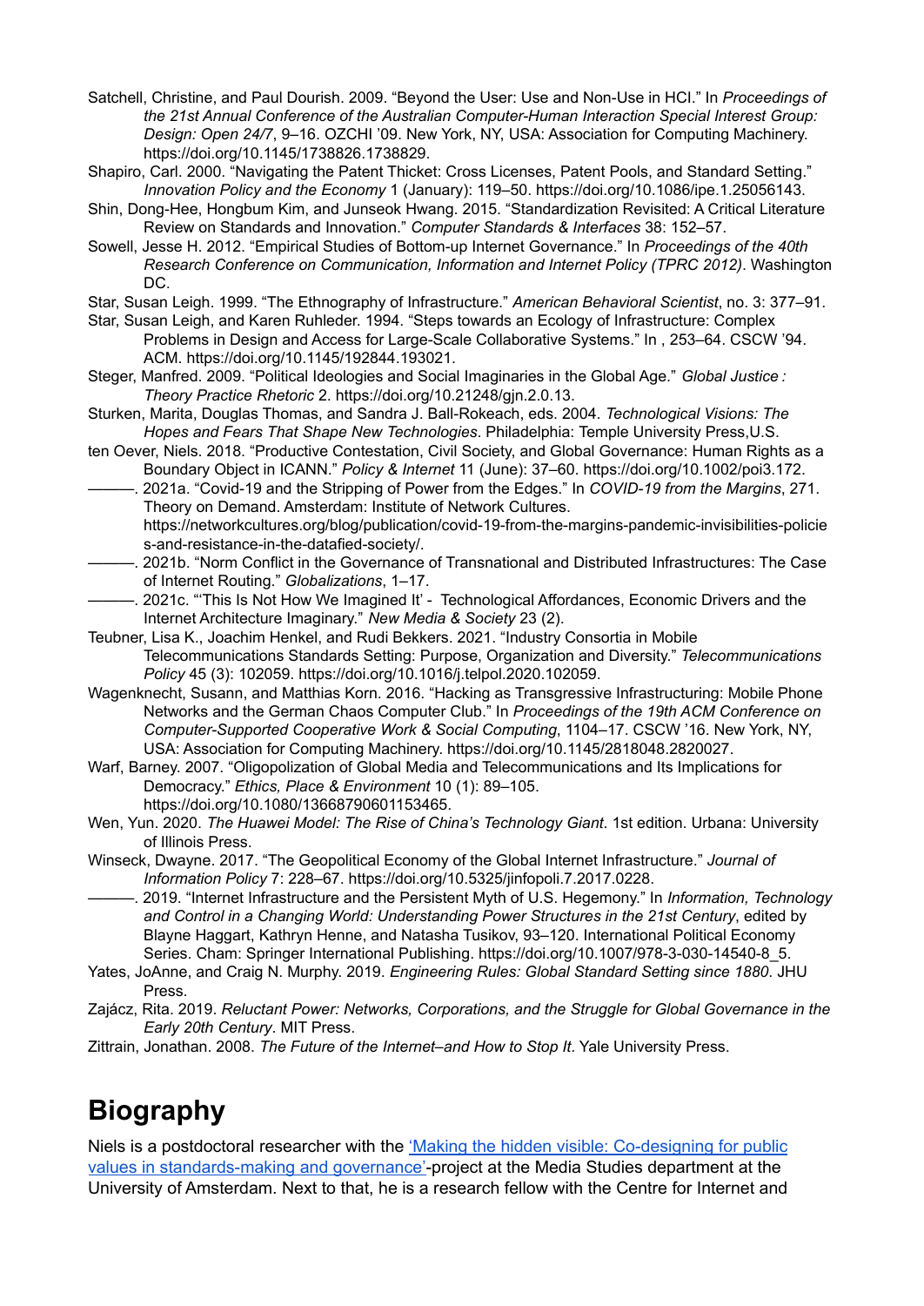Satchell, Christine, and Paul Dourish. 2009. "Beyond the User: Use and Non-Use in HCI." In *Proceedings of the 21st Annual Conference of the Australian Computer-Human Interaction Special Interest Group: Design: Open 24/7*, 9–16. OZCHI '09. New York, NY, USA: Association for Computing Machinery. https://doi.org/10.1145/1738826.1738829.

Shapiro, Carl. 2000. "Navigating the Patent Thicket: Cross Licenses, Patent Pools, and Standard Setting." *Innovation Policy and the Economy* 1 (January): 119–50. https://doi.org/10.1086/ipe.1.25056143.

Shin, Dong-Hee, Hongbum Kim, and Junseok Hwang. 2015. "Standardization Revisited: A Critical Literature Review on Standards and Innovation." *Computer Standards & Interfaces* 38: 152–57.

Sowell, Jesse H. 2012. "Empirical Studies of Bottom-up Internet Governance." In *Proceedings of the 40th Research Conference on Communication, Information and Internet Policy (TPRC 2012)*. Washington DC.

Star, Susan Leigh. 1999. "The Ethnography of Infrastructure." *American Behavioral Scientist*, no. 3: 377–91.

Star, Susan Leigh, and Karen Ruhleder. 1994. "Steps towards an Ecology of Infrastructure: Complex Problems in Design and Access for Large-Scale Collaborative Systems." In , 253–64. CSCW '94. ACM. https://doi.org/10.1145/192844.193021.

Steger, Manfred. 2009. "Political Ideologies and Social Imaginaries in the Global Age." *Global Justice : Theory Practice Rhetoric* 2. https://doi.org/10.21248/gjn.2.0.13.

Sturken, Marita, Douglas Thomas, and Sandra J. Ball-Rokeach, eds. 2004. *Technological Visions: The Hopes and Fears That Shape New Technologies*. Philadelphia: Temple University Press,U.S.

ten Oever, Niels. 2018. "Productive Contestation, Civil Society, and Global Governance: Human Rights as a Boundary Object in ICANN." *Policy & Internet* 11 (June): 37–60. https://doi.org/10.1002/poi3.172.

———. 2021a. "Covid-19 and the Stripping of Power from the Edges." In *COVID-19 from the Margins*, 271. Theory on Demand. Amsterdam: Institute of Network Cultures. https://networkcultures.org/blog/publication/covid-19-from-the-margins-pandemic-invisibilities-policies-and-resistance-in-the-datafied-society/.

———. 2021b. "Norm Conflict in the Governance of Transnational and Distributed Infrastructures: The Case of Internet Routing." *Globalizations*, 1–17.

———. 2021c. "'This Is Not How We Imagined It' - Technological Affordances, Economic Drivers and the Internet Architecture Imaginary." *New Media & Society* 23 (2).

Teubner, Lisa K., Joachim Henkel, and Rudi Bekkers. 2021. "Industry Consortia in Mobile Telecommunications Standards Setting: Purpose, Organization and Diversity." *Telecommunications Policy* 45 (3): 102059. https://doi.org/10.1016/j.telpol.2020.102059.

Wagenknecht, Susann, and Matthias Korn. 2016. "Hacking as Transgressive Infrastructuring: Mobile Phone Networks and the German Chaos Computer Club." In *Proceedings of the 19th ACM Conference on Computer-Supported Cooperative Work & Social Computing*, 1104–17. CSCW '16. New York, NY, USA: Association for Computing Machinery. https://doi.org/10.1145/2818048.2820027.

Warf, Barney. 2007. "Oligopolization of Global Media and Telecommunications and Its Implications for Democracy." *Ethics, Place & Environment* 10 (1): 89–105. https://doi.org/10.1080/13668790601153465.

Wen, Yun. 2020. *The Huawei Model: The Rise of China's Technology Giant*. 1st edition. Urbana: University of Illinois Press.

Winseck, Dwayne. 2017. "The Geopolitical Economy of the Global Internet Infrastructure." *Journal of Information Policy* 7: 228–67. https://doi.org/10.5325/jinfopoli.7.2017.0228.

———. 2019. "Internet Infrastructure and the Persistent Myth of U.S. Hegemony." In *Information, Technology and Control in a Changing World: Understanding Power Structures in the 21st Century*, edited by Blayne Haggart, Kathryn Henne, and Natasha Tusikov, 93–120. International Political Economy Series. Cham: Springer International Publishing. https://doi.org/10.1007/978-3-030-14540-8_5.

Yates, JoAnne, and Craig N. Murphy. 2019. *Engineering Rules: Global Standard Setting since 1880*. JHU Press.

Zajácz, Rita. 2019. *Reluctant Power: Networks, Corporations, and the Struggle for Global Governance in the Early 20th Century*. MIT Press.

Zittrain, Jonathan. 2008. *The Future of the Internet–and How to Stop It*. Yale University Press.

# Biography

Niels is a postdoctoral researcher with the ['Making the hidden visible: Co-designing for public values in standards-making and governance'](#)-project at the Media Studies department at the University of Amsterdam. Next to that, he is a research fellow with the Centre for Internet and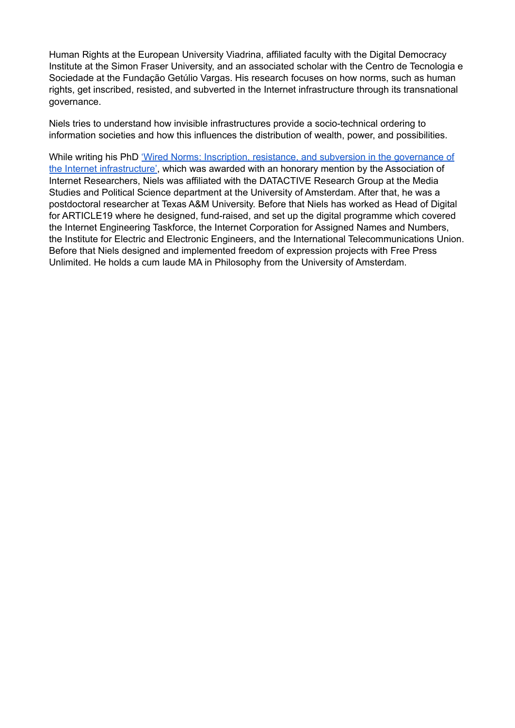Human Rights at the European University Viadrina, affiliated faculty with the Digital Democracy Institute at the Simon Fraser University, and an associated scholar with the Centro de Tecnologia e Sociedade at the Fundação Getúlio Vargas. His research focuses on how norms, such as human rights, get inscribed, resisted, and subverted in the Internet infrastructure through its transnational governance.

Niels tries to understand how invisible infrastructures provide a socio-technical ordering to information societies and how this influences the distribution of wealth, power, and possibilities.

While writing his PhD 'Wired Norms: Inscription, resistance, and subversion in the governance of the Internet infrastructure', which was awarded with an honorary mention by the Association of Internet Researchers, Niels was affiliated with the DATACTIVE Research Group at the Media Studies and Political Science department at the University of Amsterdam. After that, he was a postdoctoral researcher at Texas A&M University. Before that Niels has worked as Head of Digital for ARTICLE19 where he designed, fund-raised, and set up the digital programme which covered the Internet Engineering Taskforce, the Internet Corporation for Assigned Names and Numbers, the Institute for Electric and Electronic Engineers, and the International Telecommunications Union. Before that Niels designed and implemented freedom of expression projects with Free Press Unlimited. He holds a cum laude MA in Philosophy from the University of Amsterdam.